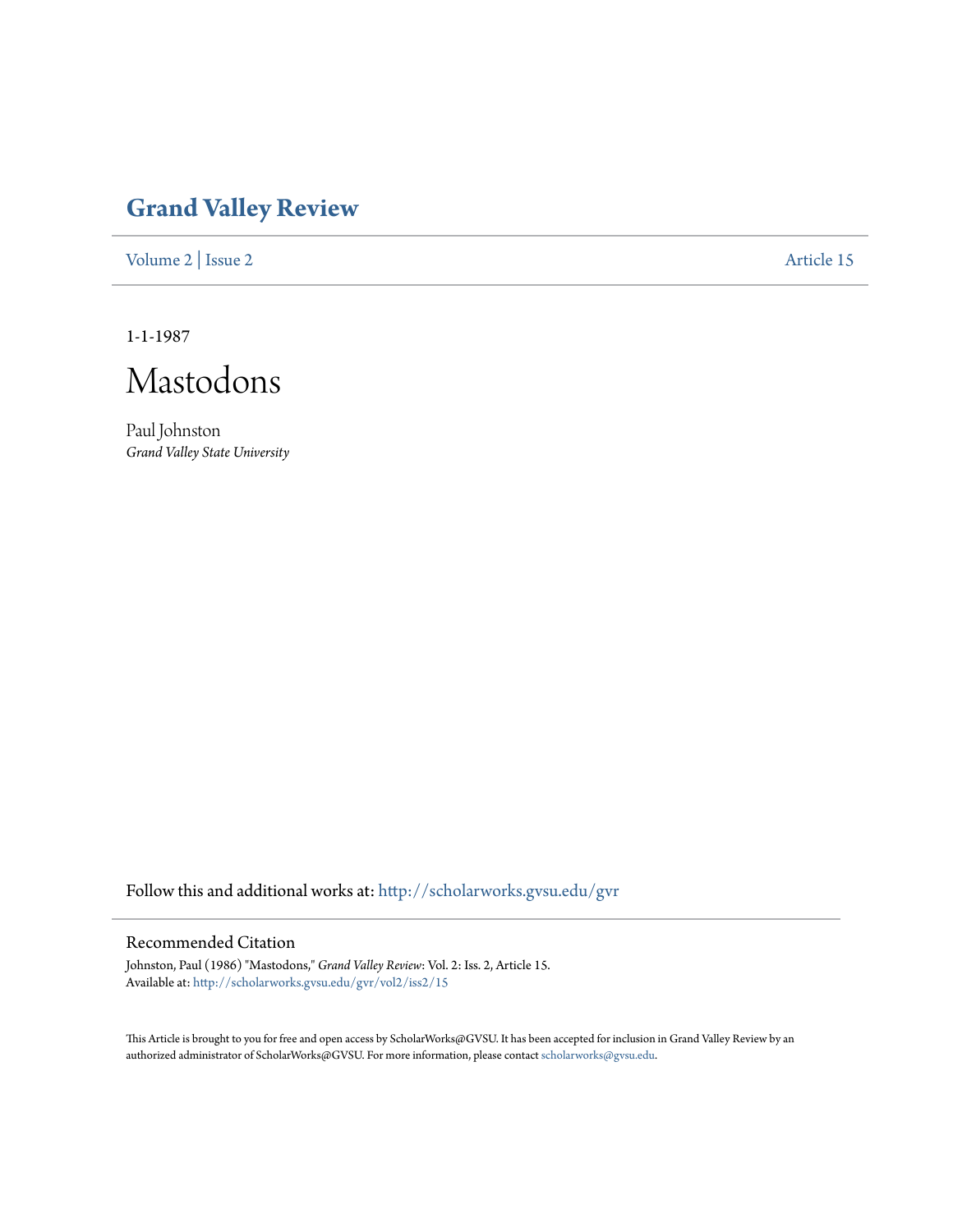# Grand Valley Review

Volume 2 | Issue 2 Article 15

1-1-1987

# Mastodons

Paul Johnston
*Grand Valley State University*

Follow this and additional works at: http://scholarworks.gvsu.edu/gvr

## Recommended Citation

Johnston, Paul (1986) "Mastodons," *Grand Valley Review*: Vol. 2: Iss. 2, Article 15.
Available at: http://scholarworks.gvsu.edu/gvr/vol2/iss2/15

This Article is brought to you for free and open access by ScholarWorks@GVSU. It has been accepted for inclusion in Grand Valley Review by an authorized administrator of ScholarWorks@GVSU. For more information, please contact scholarworks@gvsu.edu.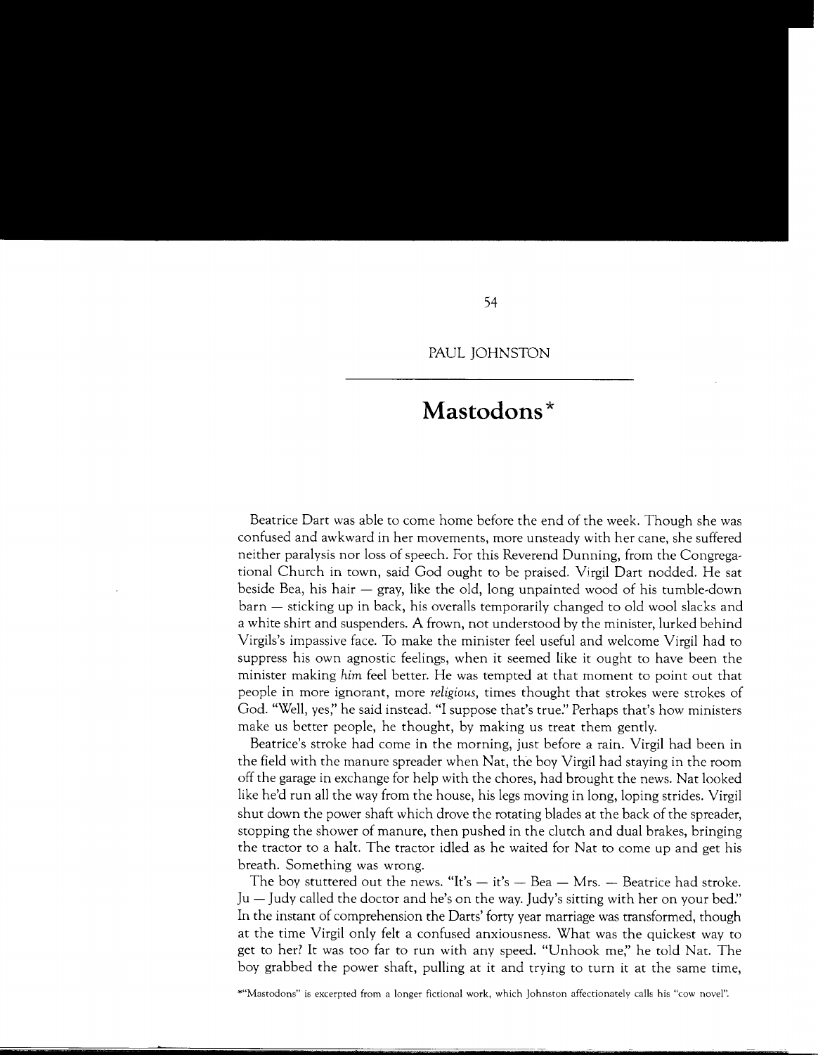PAUL JOHNSTON

# Mastodons*

Beatrice Dart was able to come home before the end of the week. Though she was confused and awkward in her movements, more unsteady with her cane, she suffered neither paralysis nor loss of speech. For this Reverend Dunning, from the Congregational Church in town, said God ought to be praised. Virgil Dart nodded. He sat beside Bea, his hair — gray, like the old, long unpainted wood of his tumble-down barn — sticking up in back, his overalls temporarily changed to old wool slacks and a white shirt and suspenders. A frown, not understood by the minister, lurked behind Virgils's impassive face. To make the minister feel useful and welcome Virgil had to suppress his own agnostic feelings, when it seemed like it ought to have been the minister making *him* feel better. He was tempted at that moment to point out that people in more ignorant, more *religious,* times thought that strokes were strokes of God. "Well, yes," he said instead. "I suppose that's true." Perhaps that's how ministers make us better people, he thought, by making us treat them gently.

Beatrice's stroke had come in the morning, just before a rain. Virgil had been in the field with the manure spreader when Nat, the boy Virgil had staying in the room off the garage in exchange for help with the chores, had brought the news. Nat looked like he'd run all the way from the house, his legs moving in long, loping strides. Virgil shut down the power shaft which drove the rotating blades at the back of the spreader, stopping the shower of manure, then pushed in the clutch and dual brakes, bringing the tractor to a halt. The tractor idled as he waited for Nat to come up and get his breath. Something was wrong.

The boy stuttered out the news. "It's — it's — Bea — Mrs. — Beatrice had stroke. Ju — Judy called the doctor and he's on the way. Judy's sitting with her on your bed." In the instant of comprehension the Darts' forty year marriage was transformed, though at the time Virgil only felt a confused anxiousness. What was the quickest way to get to her? It was too far to run with any speed. "Unhook me," he told Nat. The boy grabbed the power shaft, pulling at it and trying to turn it at the same time,

*"Mastodons" is excerpted from a longer fictional work, which Johnston affectionately calls his "cow novel".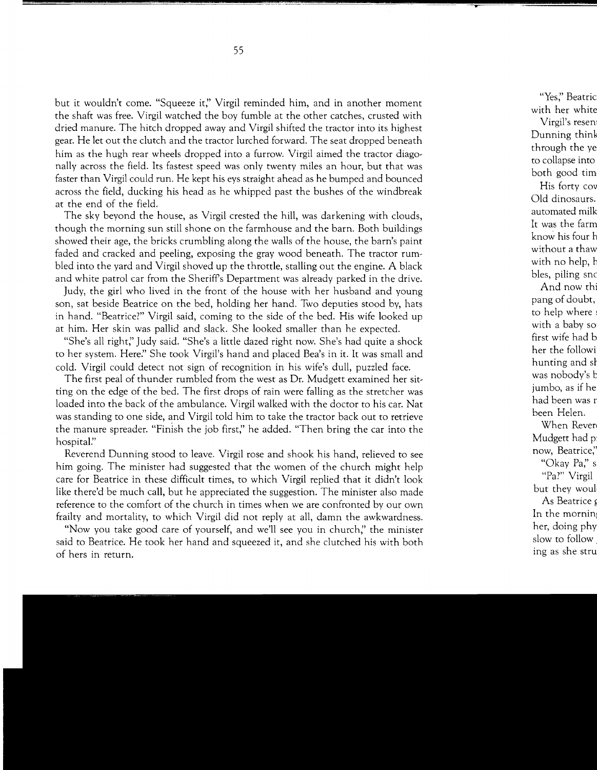but it wouldn't come. "Squeeze it," Virgil reminded him, and in another moment the shaft was free. Virgil watched the boy fumble at the other catches, crusted with dried manure. The hitch dropped away and Virgil shifted the tractor into its highest gear. He let out the clutch and the tractor lurched forward. The seat dropped beneath him as the hugh rear wheels dropped into a furrow. Virgil aimed the tractor diagonally across the field. Its fastest speed was only twenty miles an hour, but that was faster than Virgil could run. He kept his eys straight ahead as he bumped and bounced across the field, ducking his head as he whipped past the bushes of the windbreak at the end of the field.

The sky beyond the house, as Virgil crested the hill, was darkening with clouds, though the morning sun still shone on the farmhouse and the barn. Both buildings showed their age, the bricks crumbling along the walls of the house, the barn's paint faded and cracked and peeling, exposing the gray wood beneath. The tractor rumbled into the yard and Virgil shoved up the throttle, stalling out the engine. A black and white patrol car from the Sheriff's Department was already parked in the drive.

Judy, the girl who lived in the front of the house with her husband and young son, sat beside Beatrice on the bed, holding her hand. Two deputies stood by, hats in hand. "Beatrice?" Virgil said, coming to the side of the bed. His wife looked up at him. Her skin was pallid and slack. She looked smaller than he expected.

"She's all right," Judy said. "She's a little dazed right now. She's had quite a shock to her system. Here." She took Virgil's hand and placed Bea's in it. It was small and cold. Virgil could detect not sign of recognition in his wife's dull, puzzled face.

The first peal of thunder rumbled from the west as Dr. Mudgett examined her sitting on the edge of the bed. The first drops of rain were falling as the stretcher was loaded into the back of the ambulance. Virgil walked with the doctor to his car. Nat was standing to one side, and Virgil told him to take the tractor back out to retrieve the manure spreader. "Finish the job first," he added. "Then bring the car into the hospital."

Reverend Dunning stood to leave. Virgil rose and shook his hand, relieved to see him going. The minister had suggested that the women of the church might help care for Beatrice in these difficult times, to which Virgil replied that it didn't look like there'd be much call, but he appreciated the suggestion. The minister also made reference to the comfort of the church in times when we are confronted by our own frailty and mortality, to which Virgil did not reply at all, damn the awkwardness.

"Now you take good care of yourself, and we'll see you in church," the minister said to Beatrice. He took her hand and squeezed it, and she clutched his with both of hers in return.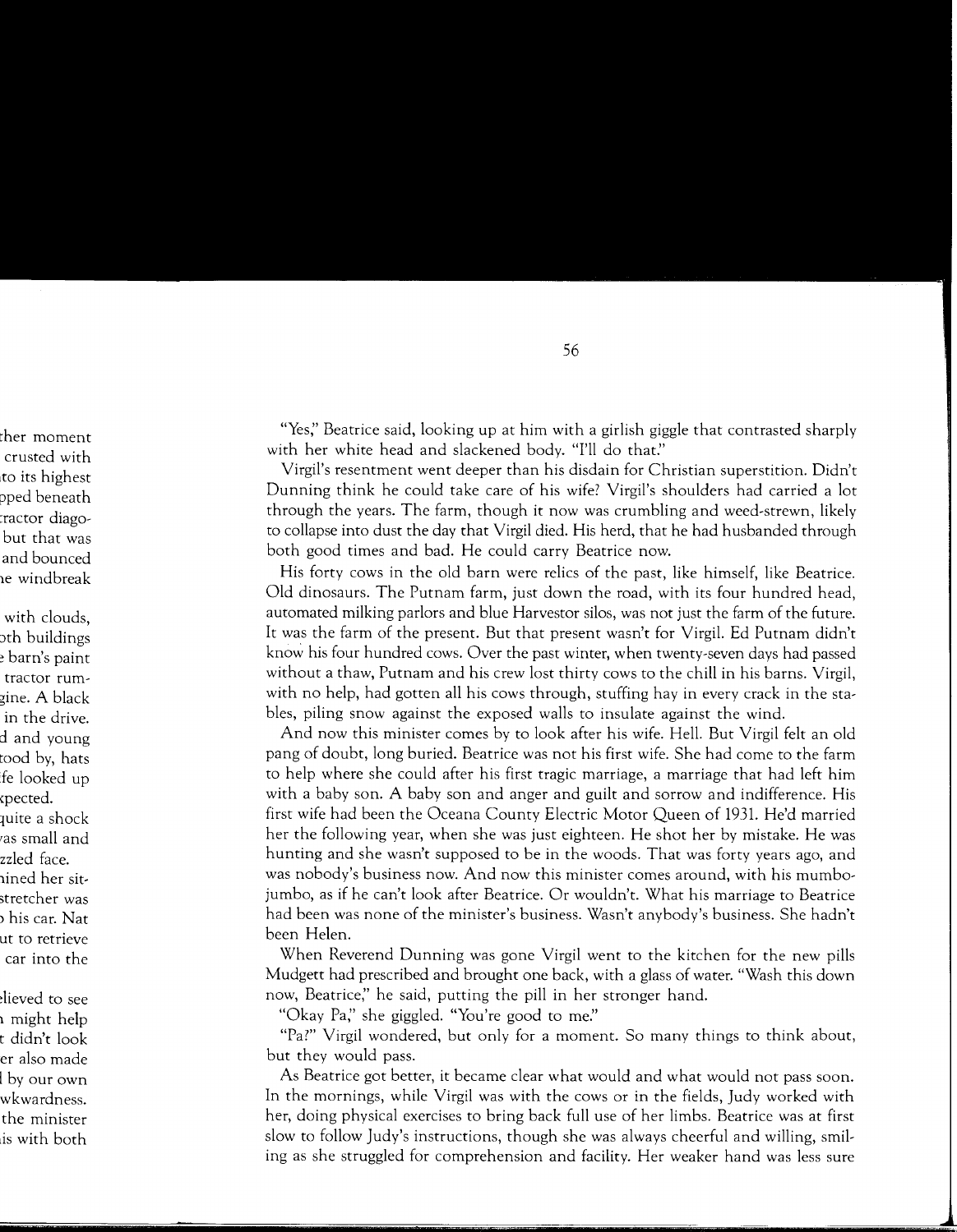"Yes," Beatrice said, looking up at him with a girlish giggle that contrasted sharply with her white head and slackened body. "I'll do that."

Virgil's resentment went deeper than his disdain for Christian superstition. Didn't Dunning think he could take care of his wife? Virgil's shoulders had carried a lot through the years. The farm, though it now was crumbling and weed-strewn, likely to collapse into dust the day that Virgil died. His herd, that he had husbanded through both good times and bad. He could carry Beatrice now.

His forty cows in the old barn were relics of the past, like himself, like Beatrice. Old dinosaurs. The Putnam farm, just down the road, with its four hundred head, automated milking parlors and blue Harvestor silos, was not just the farm of the future. It was the farm of the present. But that present wasn't for Virgil. Ed Putnam didn't know his four hundred cows. Over the past winter, when twenty-seven days had passed without a thaw, Putnam and his crew lost thirty cows to the chill in his barns. Virgil, with no help, had gotten all his cows through, stuffing hay in every crack in the stables, piling snow against the exposed walls to insulate against the wind.

And now this minister comes by to look after his wife. Hell. But Virgil felt an old pang of doubt, long buried. Beatrice was not his first wife. She had come to the farm to help where she could after his first tragic marriage, a marriage that had left him with a baby son. A baby son and anger and guilt and sorrow and indifference. His first wife had been the Oceana County Electric Motor Queen of 1931. He'd married her the following year, when she was just eighteen. He shot her by mistake. He was hunting and she wasn't supposed to be in the woods. That was forty years ago, and was nobody's business now. And now this minister comes around, with his mumbo-jumbo, as if he can't look after Beatrice. Or wouldn't. What his marriage to Beatrice had been was none of the minister's business. Wasn't anybody's business. She hadn't been Helen.

When Reverend Dunning was gone Virgil went to the kitchen for the new pills Mudgett had prescribed and brought one back, with a glass of water. "Wash this down now, Beatrice," he said, putting the pill in her stronger hand.

"Okay Pa," she giggled. "You're good to me."

"Pa?" Virgil wondered, but only for a moment. So many things to think about, but they would pass.

As Beatrice got better, it became clear what would and what would not pass soon. In the mornings, while Virgil was with the cows or in the fields, Judy worked with her, doing physical exercises to bring back full use of her limbs. Beatrice was at first slow to follow Judy's instructions, though she was always cheerful and willing, smiling as she struggled for comprehension and facility. Her weaker hand was less sure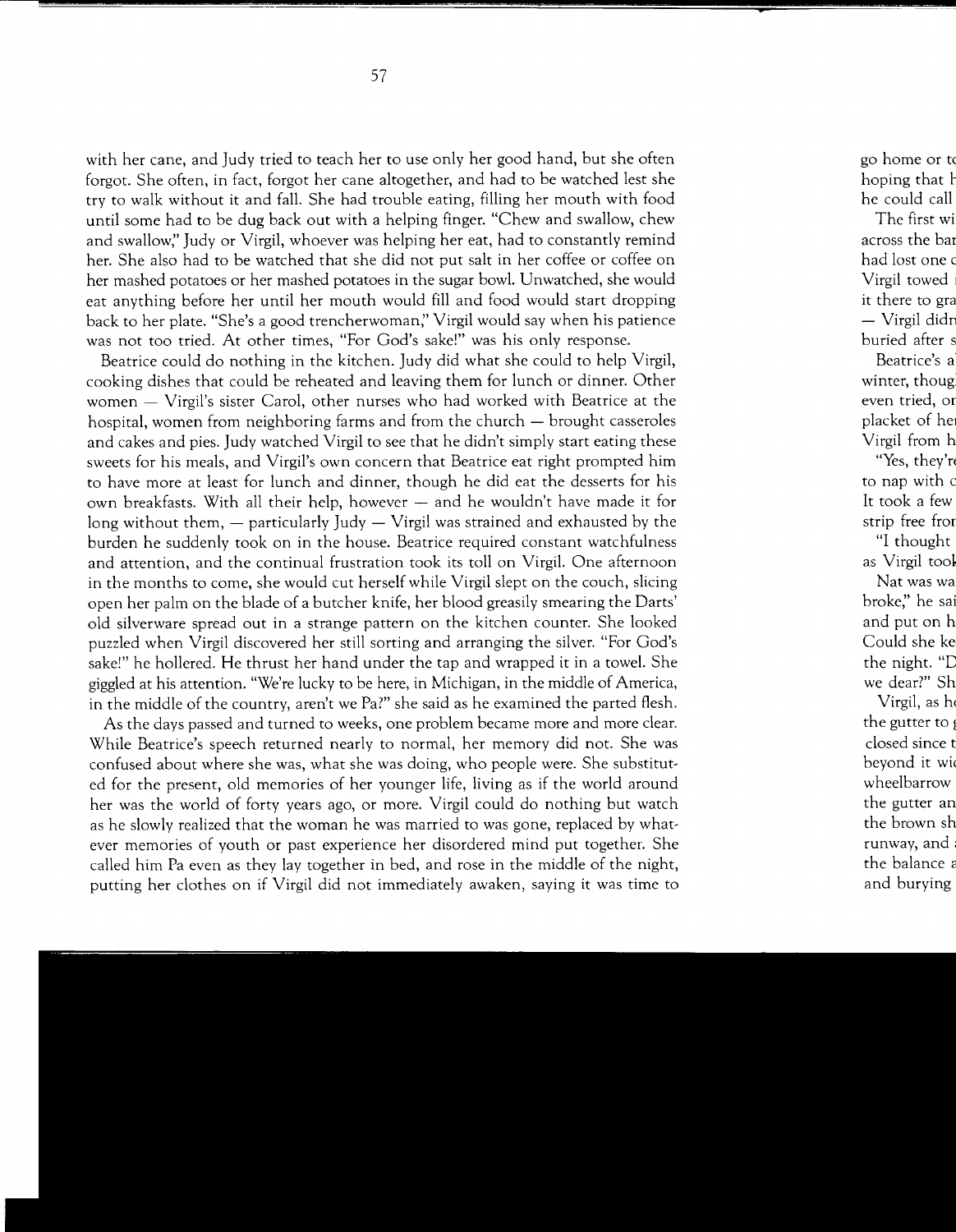with her cane, and Judy tried to teach her to use only her good hand, but she often forgot. She often, in fact, forgot her cane altogether, and had to be watched lest she try to walk without it and fall. She had trouble eating, filling her mouth with food until some had to be dug back out with a helping finger. "Chew and swallow, chew and swallow," Judy or Virgil, whoever was helping her eat, had to constantly remind her. She also had to be watched that she did not put salt in her coffee or coffee on her mashed potatoes or her mashed potatoes in the sugar bowl. Unwatched, she would eat anything before her until her mouth would fill and food would start dropping back to her plate. "She's a good trencherwoman," Virgil would say when his patience was not too tried. At other times, "For God's sake!" was his only response.

Beatrice could do nothing in the kitchen. Judy did what she could to help Virgil, cooking dishes that could be reheated and leaving them for lunch or dinner. Other women — Virgil's sister Carol, other nurses who had worked with Beatrice at the hospital, women from neighboring farms and from the church — brought casseroles and cakes and pies. Judy watched Virgil to see that he didn't simply start eating these sweets for his meals, and Virgil's own concern that Beatrice eat right prompted him to have more at least for lunch and dinner, though he did eat the desserts for his own breakfasts. With all their help, however — and he wouldn't have made it for long without them, — particularly Judy — Virgil was strained and exhausted by the burden he suddenly took on in the house. Beatrice required constant watchfulness and attention, and the continual frustration took its toll on Virgil. One afternoon in the months to come, she would cut herself while Virgil slept on the couch, slicing open her palm on the blade of a butcher knife, her blood greasily smearing the Darts' old silverware spread out in a strange pattern on the kitchen counter. She looked puzzled when Virgil discovered her still sorting and arranging the silver. "For God's sake!" he hollered. He thrust her hand under the tap and wrapped it in a towel. She giggled at his attention. "We're lucky to be here, in Michigan, in the middle of America, in the middle of the country, aren't we Pa?" she said as he examined the parted flesh.

As the days passed and turned to weeks, one problem became more and more clear. While Beatrice's speech returned nearly to normal, her memory did not. She was confused about where she was, what she was doing, who people were. She substituted for the present, old memories of her younger life, living as if the world around her was the world of forty years ago, or more. Virgil could do nothing but watch as he slowly realized that the woman he was married to was gone, replaced by whatever memories of youth or past experience her disordered mind put together. She called him Pa even as they lay together in bed, and rose in the middle of the night, putting her clothes on if Virgil did not immediately awaken, saying it was time to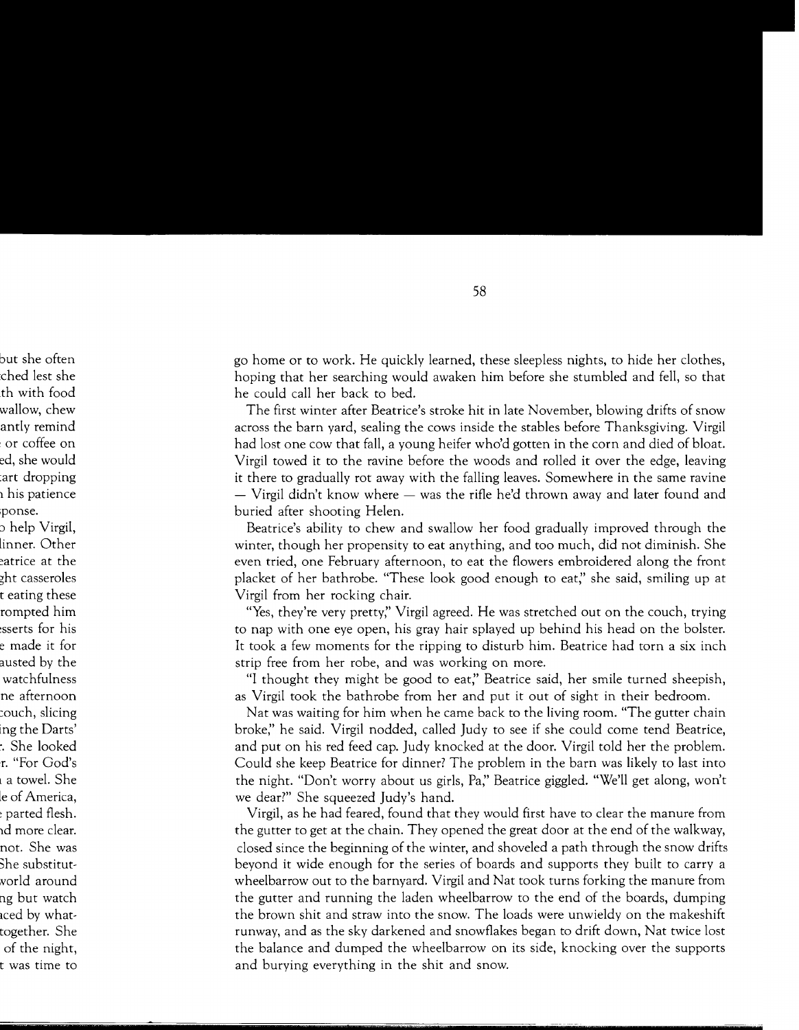go home or to work. He quickly learned, these sleepless nights, to hide her clothes, hoping that her searching would awaken him before she stumbled and fell, so that he could call her back to bed.

The first winter after Beatrice's stroke hit in late November, blowing drifts of snow across the barn yard, sealing the cows inside the stables before Thanksgiving. Virgil had lost one cow that fall, a young heifer who'd gotten in the corn and died of bloat. Virgil towed it to the ravine before the woods and rolled it over the edge, leaving it there to gradually rot away with the falling leaves. Somewhere in the same ravine — Virgil didn't know where — was the rifle he'd thrown away and later found and buried after shooting Helen.

Beatrice's ability to chew and swallow her food gradually improved through the winter, though her propensity to eat anything, and too much, did not diminish. She even tried, one February afternoon, to eat the flowers embroidered along the front placket of her bathrobe. "These look good enough to eat," she said, smiling up at Virgil from her rocking chair.

"Yes, they're very pretty," Virgil agreed. He was stretched out on the couch, trying to nap with one eye open, his gray hair splayed up behind his head on the bolster. It took a few moments for the ripping to disturb him. Beatrice had torn a six inch strip free from her robe, and was working on more.

"I thought they might be good to eat," Beatrice said, her smile turned sheepish, as Virgil took the bathrobe from her and put it out of sight in their bedroom.

Nat was waiting for him when he came back to the living room. "The gutter chain broke," he said. Virgil nodded, called Judy to see if she could come tend Beatrice, and put on his red feed cap. Judy knocked at the door. Virgil told her the problem. Could she keep Beatrice for dinner? The problem in the barn was likely to last into the night. "Don't worry about us girls, Pa," Beatrice giggled. "We'll get along, won't we dear?" She squeezed Judy's hand.

Virgil, as he had feared, found that they would first have to clear the manure from the gutter to get at the chain. They opened the great door at the end of the walkway, closed since the beginning of the winter, and shoveled a path through the snow drifts beyond it wide enough for the series of boards and supports they built to carry a wheelbarrow out to the barnyard. Virgil and Nat took turns forking the manure from the gutter and running the laden wheelbarrow to the end of the boards, dumping the brown shit and straw into the snow. The loads were unwieldy on the makeshift runway, and as the sky darkened and snowflakes began to drift down, Nat twice lost the balance and dumped the wheelbarrow on its side, knocking over the supports and burying everything in the shit and snow.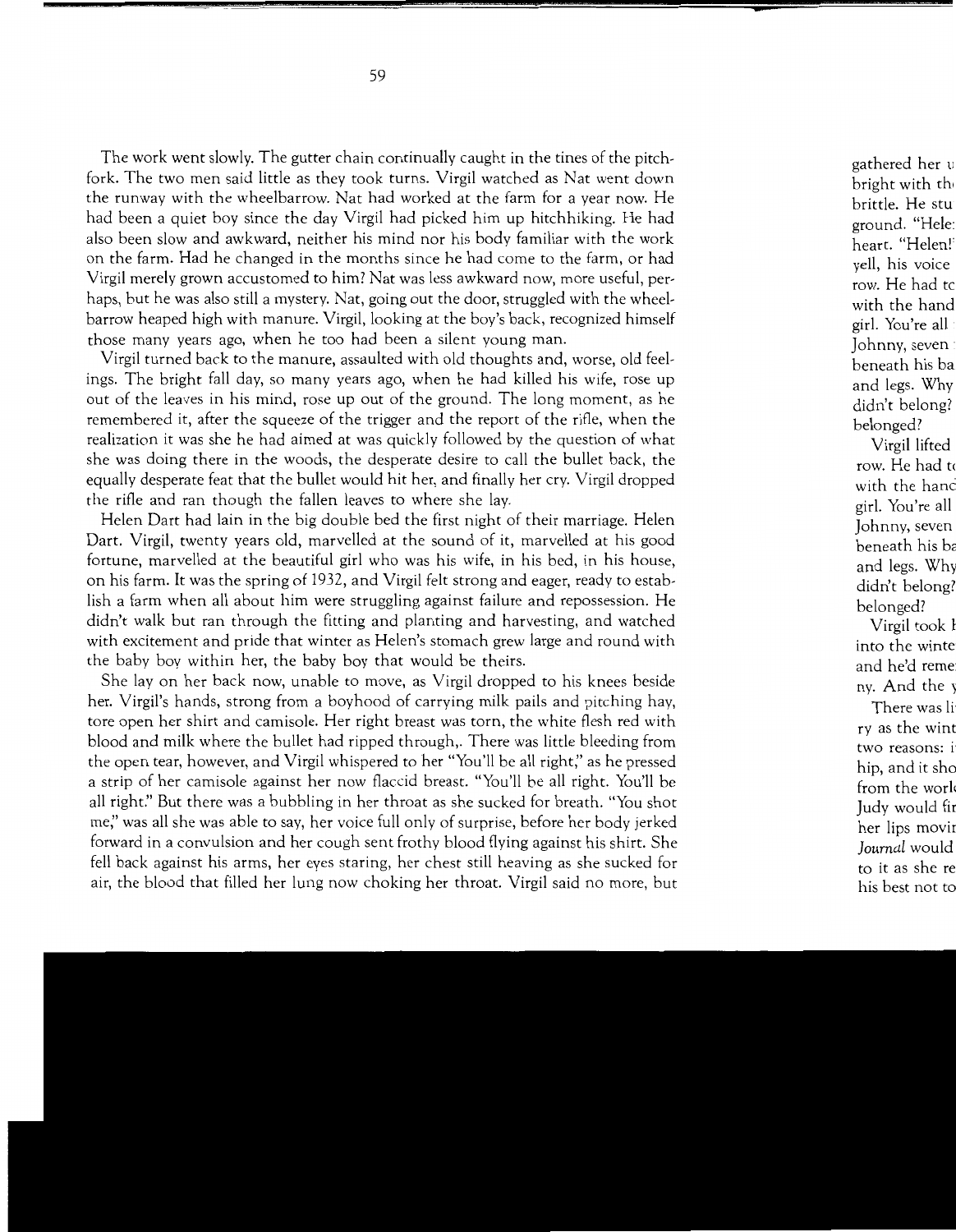The work went slowly. The gutter chain continually caught in the tines of the pitchfork. The two men said little as they took turns. Virgil watched as Nat went down the runway with the wheelbarrow. Nat had worked at the farm for a year now. He had been a quiet boy since the day Virgil had picked him up hitchhiking. He had also been slow and awkward, neither his mind nor his body familiar with the work on the farm. Had he changed in the months since he had come to the farm, or had Virgil merely grown accustomed to him? Nat was less awkward now, more useful, perhaps, but he was also still a mystery. Nat, going out the door, struggled with the wheelbarrow heaped high with manure. Virgil, looking at the boy's back, recognized himself those many years ago, when he too had been a silent young man.

Virgil turned back to the manure, assaulted with old thoughts and, worse, old feelings. The bright fall day, so many years ago, when he had killed his wife, rose up out of the leaves in his mind, rose up out of the ground. The long moment, as he remembered it, after the squeeze of the trigger and the report of the rifle, when the realization it was she he had aimed at was quickly followed by the question of what she was doing there in the woods, the desperate desire to call the bullet back, the equally desperate feat that the bullet would hit her, and finally her cry. Virgil dropped the rifle and ran though the fallen leaves to where she lay.

Helen Dart had lain in the big double bed the first night of their marriage. Helen Dart. Virgil, twenty years old, marvelled at the sound of it, marvelled at his good fortune, marvelled at the beautiful girl who was his wife, in his bed, in his house, on his farm. It was the spring of 1932, and Virgil felt strong and eager, ready to establish a farm when all about him were struggling against failure and repossession. He didn't walk but ran through the fitting and planting and harvesting, and watched with excitement and pride that winter as Helen's stomach grew large and round with the baby boy within her, the baby boy that would be theirs.

She lay on her back now, unable to move, as Virgil dropped to his knees beside her. Virgil's hands, strong from a boyhood of carrying milk pails and pitching hay, tore open her shirt and camisole. Her right breast was torn, the white flesh red with blood and milk where the bullet had ripped through,. There was little bleeding from the open tear, however, and Virgil whispered to her "You'll be all right," as he pressed a strip of her camisole against her now flaccid breast. "You'll be all right. You'll be all right." But there was a bubbling in her throat as she sucked for breath. "You shot me," was all she was able to say, her voice full only of surprise, before her body jerked forward in a convulsion and her cough sent frothy blood flying against his shirt. She fell back against his arms, her eyes staring, her chest still heaving as she sucked for air, the blood that filled her lung now choking her throat. Virgil said no more, but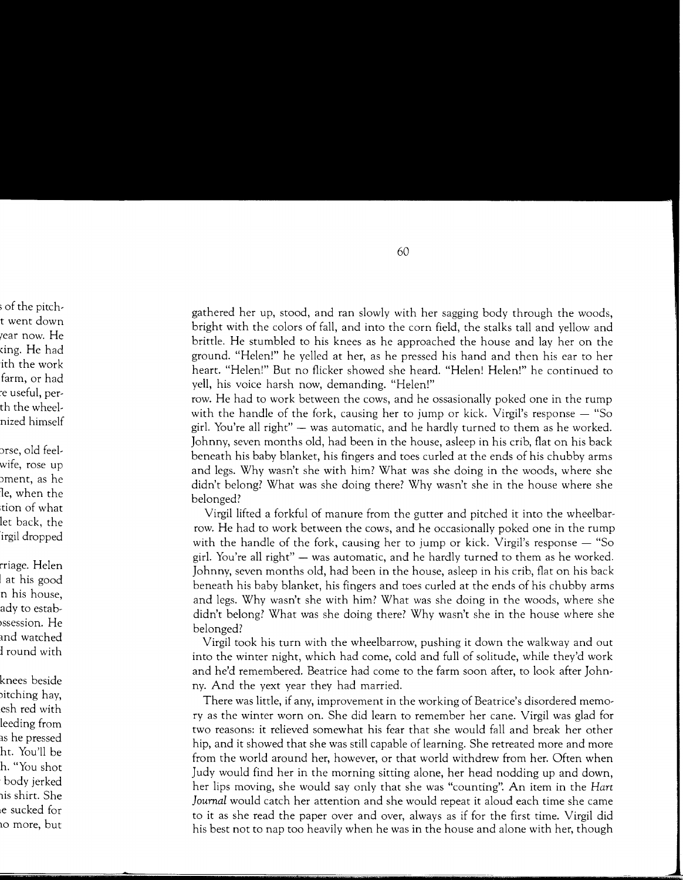gathered her up, stood, and ran slowly with her sagging body through the woods, bright with the colors of fall, and into the corn field, the stalks tall and yellow and brittle. He stumbled to his knees as he approached the house and lay her on the ground. "Helen!" he yelled at her, as he pressed his hand and then his ear to her heart. "Helen!" But no flicker showed she heard. "Helen! Helen!" he continued to yell, his voice harsh now, demanding. "Helen!"

row. He had to work between the cows, and he ossasionally poked one in the rump with the handle of the fork, causing her to jump or kick. Virgil's response — "So girl. You're all right" — was automatic, and he hardly turned to them as he worked. Johnny, seven months old, had been in the house, asleep in his crib, flat on his back beneath his baby blanket, his fingers and toes curled at the ends of his chubby arms and legs. Why wasn't she with him? What was she doing in the woods, where she didn't belong? What was she doing there? Why wasn't she in the house where she belonged?

Virgil lifted a forkful of manure from the gutter and pitched it into the wheelbarrow. He had to work between the cows, and he occasionally poked one in the rump with the handle of the fork, causing her to jump or kick. Virgil's response — "So girl. You're all right" — was automatic, and he hardly turned to them as he worked. Johnny, seven months old, had been in the house, asleep in his crib, flat on his back beneath his baby blanket, his fingers and toes curled at the ends of his chubby arms and legs. Why wasn't she with him? What was she doing in the woods, where she didn't belong? What was she doing there? Why wasn't she in the house where she belonged?

Virgil took his turn with the wheelbarrow, pushing it down the walkway and out into the winter night, which had come, cold and full of solitude, while they'd work and he'd remembered. Beatrice had come to the farm soon after, to look after Johnny. And the yext year they had married.

There was little, if any, improvement in the working of Beatrice's disordered memory as the winter worn on. She did learn to remember her cane. Virgil was glad for two reasons: it relieved somewhat his fear that she would fall and break her other hip, and it showed that she was still capable of learning. She retreated more and more from the world around her, however, or that world withdrew from her. Often when Judy would find her in the morning sitting alone, her head nodding up and down, her lips moving, she would say only that she was "counting". An item in the *Hart Journal* would catch her attention and she would repeat it aloud each time she came to it as she read the paper over and over, always as if for the first time. Virgil did his best not to nap too heavily when he was in the house and alone with her, though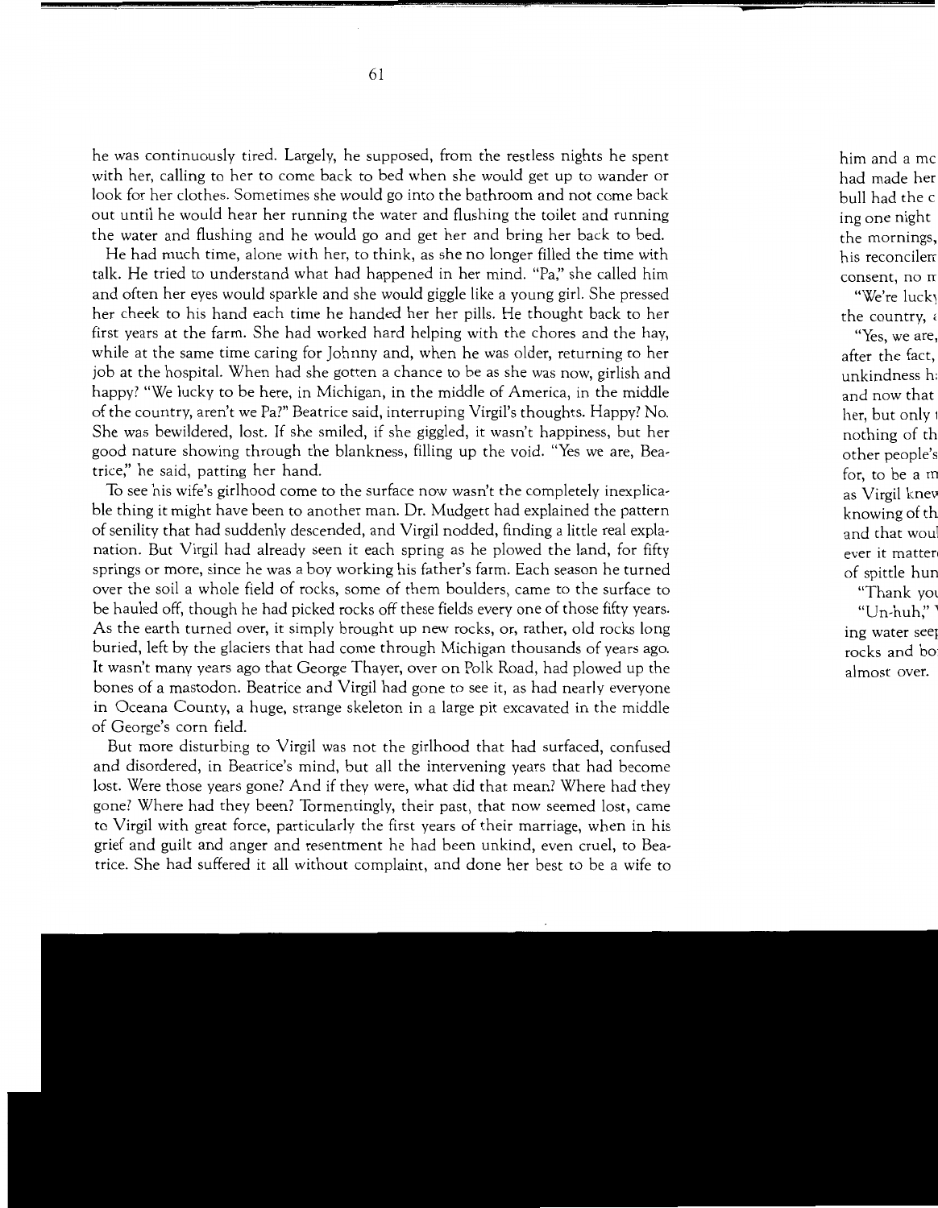he was continuously tired. Largely, he supposed, from the restless nights he spent with her, calling to her to come back to bed when she would get up to wander or look for her clothes. Sometimes she would go into the bathroom and not come back out until he would hear her running the water and flushing the toilet and running the water and flushing and he would go and get her and bring her back to bed.

He had much time, alone with her, to think, as she no longer filled the time with talk. He tried to understand what had happened in her mind. "Pa," she called him and often her eyes would sparkle and she would giggle like a young girl. She pressed her cheek to his hand each time he handed her her pills. He thought back to her first years at the farm. She had worked hard helping with the chores and the hay, while at the same time caring for Johnny and, when he was older, returning to her job at the hospital. When had she gotten a chance to be as she was now, girlish and happy? "We lucky to be here, in Michigan, in the middle of America, in the middle of the country, aren't we Pa?" Beatrice said, interruping Virgil's thoughts. Happy? No. She was bewildered, lost. If she smiled, if she giggled, it wasn't happiness, but her good nature showing through the blankness, filling up the void. "Yes we are, Beatrice," he said, patting her hand.

To see his wife's girlhood come to the surface now wasn't the completely inexplicable thing it might have been to another man. Dr. Mudgett had explained the pattern of senility that had suddenly descended, and Virgil nodded, finding a little real explanation. But Virgil had already seen it each spring as he plowed the land, for fifty springs or more, since he was a boy working his father's farm. Each season he turned over the soil a whole field of rocks, some of them boulders, came to the surface to be hauled off, though he had picked rocks off these fields every one of those fifty years. As the earth turned over, it simply brought up new rocks, or, rather, old rocks long buried, left by the glaciers that had come through Michigan thousands of years ago. It wasn't many years ago that George Thayer, over on Polk Road, had plowed up the bones of a mastodon. Beatrice and Virgil had gone to see it, as had nearly everyone in Oceana County, a huge, strange skeleton in a large pit excavated in the middle of George's corn field.

But more disturbing to Virgil was not the girlhood that had surfaced, confused and disordered, in Beatrice's mind, but all the intervening years that had become lost. Were those years gone? And if they were, what did that mean? Where had they gone? Where had they been? Tormentingly, their past, that now seemed lost, came to Virgil with great force, particularly the first years of their marriage, when in his grief and guilt and anger and resentment he had been unkind, even cruel, to Beatrice. She had suffered it all without complaint, and done her best to be a wife to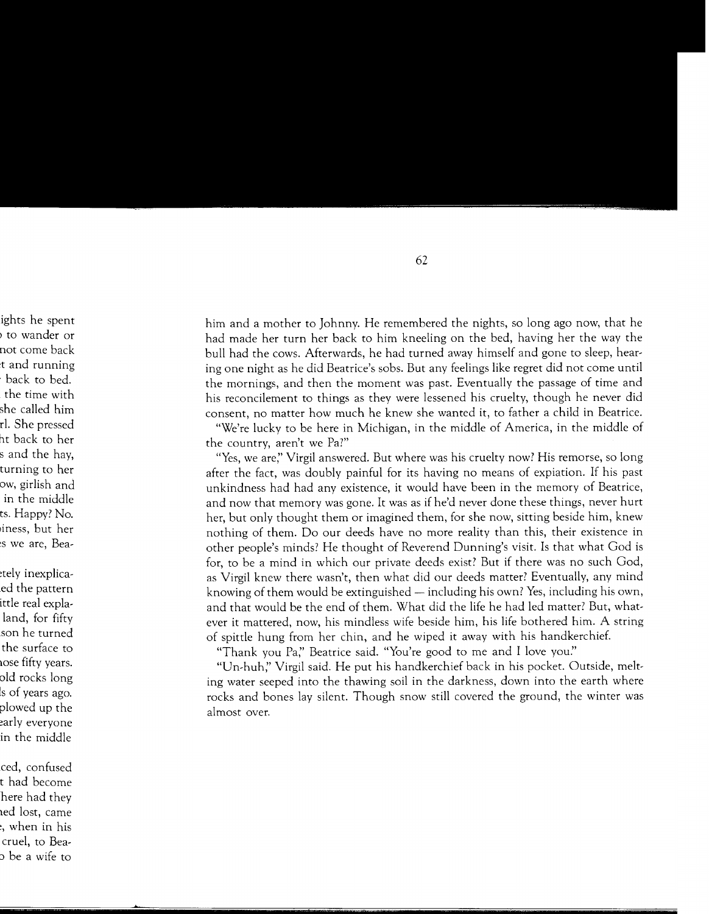him and a mother to Johnny. He remembered the nights, so long ago now, that he had made her turn her back to him kneeling on the bed, having her the way the bull had the cows. Afterwards, he had turned away himself and gone to sleep, hearing one night as he did Beatrice's sobs. But any feelings like regret did not come until the mornings, and then the moment was past. Eventually the passage of time and his reconcilement to things as they were lessened his cruelty, though he never did consent, no matter how much he knew she wanted it, to father a child in Beatrice.

"We're lucky to be here in Michigan, in the middle of America, in the middle of the country, aren't we Pa?"

"Yes, we are," Virgil answered. But where was his cruelty now? His remorse, so long after the fact, was doubly painful for its having no means of expiation. If his past unkindness had had any existence, it would have been in the memory of Beatrice, and now that memory was gone. It was as if he'd never done these things, never hurt her, but only thought them or imagined them, for she now, sitting beside him, knew nothing of them. Do our deeds have no more reality than this, their existence in other people's minds? He thought of Reverend Dunning's visit. Is that what God is for, to be a mind in which our private deeds exist? But if there was no such God, as Virgil knew there wasn't, then what did our deeds matter? Eventually, any mind knowing of them would be extinguished — including his own? Yes, including his own, and that would be the end of them. What did the life he had led matter? But, whatever it mattered, now, his mindless wife beside him, his life bothered him. A string of spittle hung from her chin, and he wiped it away with his handkerchief.

"Thank you Pa," Beatrice said. "You're good to me and I love you."

"Un-huh," Virgil said. He put his handkerchief back in his pocket. Outside, melting water seeped into the thawing soil in the darkness, down into the earth where rocks and bones lay silent. Though snow still covered the ground, the winter was almost over.